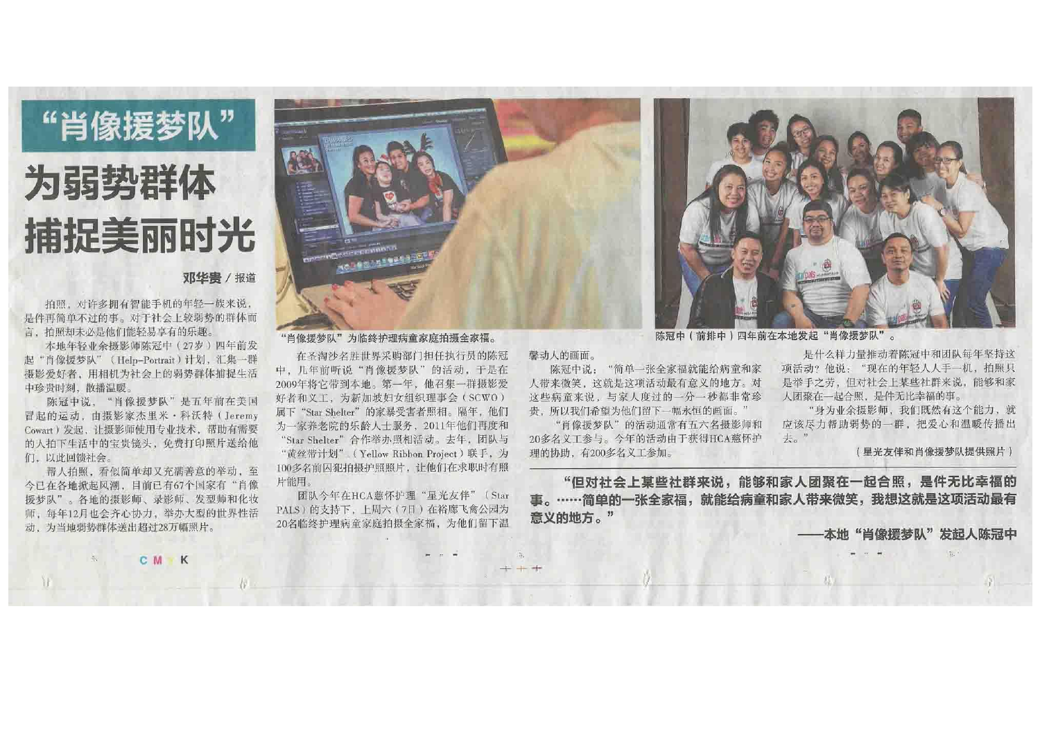# “肖像援梦队”

# 为弱势群体捕捉美丽时光

**邓华贵 / 报道**

拍照，对许多拥有智能手机的年轻一族来说，是件再简单不过的事。对于社会上较弱势的群体而言，拍照却未必是他们能轻易享有的乐趣。

本地年轻业余摄影师陈冠中（27岁）四年前发起“肖像援梦队”（Help-Portrait）计划，汇集一群摄影爱好者，用相机为社会上的弱势群体捕捉生活中珍贵时刻，散播温暖。

陈冠中说，“肖像援梦队”是五年前在美国冒起的运动，由摄影家杰里米·科沃特（Jeremy Cowart）发起，让摄影师使用专业技术，帮助有需要的人拍下生活中的宝贵镜头，免费打印照片送给他们，以此回馈社会。

帮人拍照，看似简单却又充满善意的举动，至今已在各地掀起风潮，目前已有67个国家有“肖像援梦队”。各地的摄影师、录影师、发型师和化妆师，每年12月也会齐心协力，举办大型的世界性活动，为当地弱势群体送出超过28万幅照片。

“肖像援梦队”为临终护理病童家庭拍摄全家福。

在圣淘沙名胜世界采购部门担任执行员的陈冠中，几年前听说“肖像援梦队”的活动，于是在2009年将它带到本地。第一年，他召集一群摄影爱好者和义工，为新加坡妇女组织理事会（SCWO）属下“Star Shelter”的家暴受害者照相。隔年，他们为一家养老院的乐龄人士服务，2011年他们再度和“Star Shelter”合作举办照相活动。去年，团队与“黄丝带计划”（Yellow Ribbon Project）联手，为100多名前囚犯拍摄护照照片，让他们在求职时有照片能用。

团队今年在HCA慈怀护理“星光友伴”（Star PALS）的支持下，上周六（7日）在裕廊飞禽公园为20名临终护理病童家庭拍摄全家福，为他们留下温馨动人的画面。

陈冠中说：“简单一张全家福就能给病童和家人带来微笑，这就是这项活动最有意义的地方。对这些病童来说，与家人度过的一分一秒都非常珍贵，所以我们希望为他们留下一幅永恒的画面。”

“肖像援梦队”的活动通常有五六名摄影师和20多名义工参与。今年的活动由于获得HCA慈怀护理的协助，有200多名义工参加。

陈冠中（前排中）四年前在本地发起“肖像援梦队”。

是什么样力量推动着陈冠中和团队每年坚持这项活动？他说：“现在的年轻人人手一机，拍照只是举手之劳，但对社会上某些社群来说，能够和家人团聚在一起合照，是件无比幸福的事。

“身为业余摄影师，我们既然有这个能力，就应该尽力帮助弱势的一群，把爱心和温暖传播出去。”

（星光友伴和肖像援梦队提供照片）

> **“但对社会上某些社群来说，能够和家人团聚在一起合照，是件无比幸福的事。……简单的一张全家福，就能给病童和家人带来微笑，我想这就是这项活动最有意义的地方。”**
>
> **——本地“肖像援梦队”发起人陈冠中**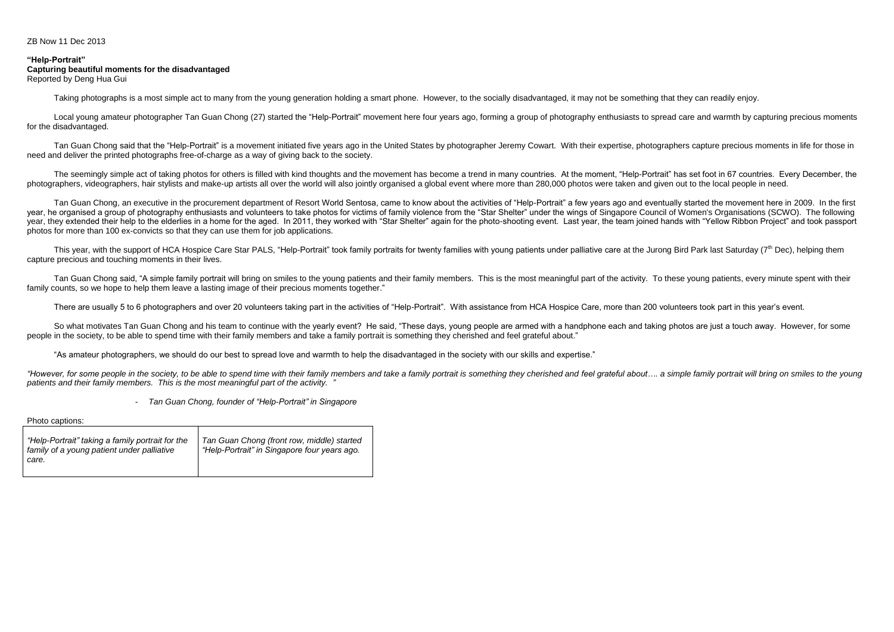ZB Now 11 Dec 2013

**"Help-Portrait"**
**Capturing beautiful moments for the disadvantaged**
Reported by Deng Hua Gui

Taking photographs is a most simple act to many from the young generation holding a smart phone. However, to the socially disadvantaged, it may not be something that they can readily enjoy.

Local young amateur photographer Tan Guan Chong (27) started the "Help-Portrait" movement here four years ago, forming a group of photography enthusiasts to spread care and warmth by capturing precious moments for the disadvantaged.

Tan Guan Chong said that the "Help-Portrait" is a movement initiated five years ago in the United States by photographer Jeremy Cowart. With their expertise, photographers capture precious moments in life for those in need and deliver the printed photographs free-of-charge as a way of giving back to the society.

The seemingly simple act of taking photos for others is filled with kind thoughts and the movement has become a trend in many countries. At the moment, "Help-Portrait" has set foot in 67 countries. Every December, the photographers, videographers, hair stylists and make-up artists all over the world will also jointly organised a global event where more than 280,000 photos were taken and given out to the local people in need.

Tan Guan Chong, an executive in the procurement department of Resort World Sentosa, came to know about the activities of "Help-Portrait" a few years ago and eventually started the movement here in 2009. In the first year, he organised a group of photography enthusiasts and volunteers to take photos for victims of family violence from the "Star Shelter" under the wings of Singapore Council of Women's Organisations (SCWO). The following year, they extended their help to the elderlies in a home for the aged. In 2011, they worked with "Star Shelter" again for the photo-shooting event. Last year, the team joined hands with "Yellow Ribbon Project" and took passport photos for more than 100 ex-convicts so that they can use them for job applications.

This year, with the support of HCA Hospice Care Star PALS, "Help-Portrait" took family portraits for twenty families with young patients under palliative care at the Jurong Bird Park last Saturday (7th Dec), helping them capture precious and touching moments in their lives.

Tan Guan Chong said, "A simple family portrait will bring on smiles to the young patients and their family members. This is the most meaningful part of the activity. To these young patients, every minute spent with their family counts, so we hope to help them leave a lasting image of their precious moments together."

There are usually 5 to 6 photographers and over 20 volunteers taking part in the activities of "Help-Portrait". With assistance from HCA Hospice Care, more than 200 volunteers took part in this year's event.

So what motivates Tan Guan Chong and his team to continue with the yearly event? He said, "These days, young people are armed with a handphone each and taking photos are just a touch away. However, for some people in the society, to be able to spend time with their family members and take a family portrait is something they cherished and feel grateful about."

"As amateur photographers, we should do our best to spread love and warmth to help the disadvantaged in the society with our skills and expertise."

*"However, for some people in the society, to be able to spend time with their family members and take a family portrait is something they cherished and feel grateful about…. a simple family portrait will bring on smiles to the young patients and their family members. This is the most meaningful part of the activity. "*

- *Tan Guan Chong, founder of "Help-Portrait" in Singapore*

Photo captions:

| | |
|---|---|
| *"Help-Portrait" taking a family portrait for the family of a young patient under palliative care.* | *Tan Guan Chong (front row, middle) started "Help-Portrait" in Singapore four years ago.* |